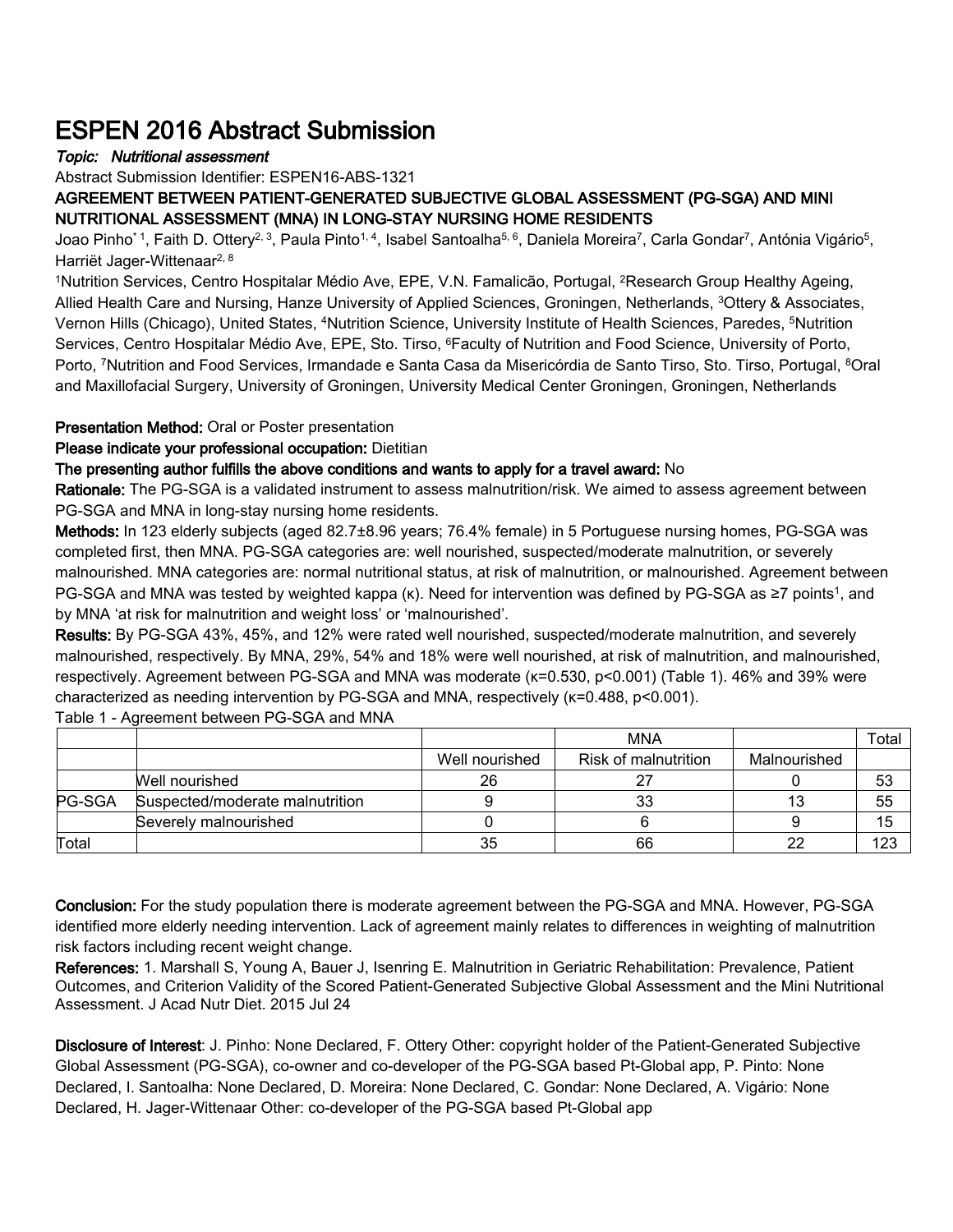# ESPEN 2016 Abstract Submission

***Topic: Nutritional assessment***

Abstract Submission Identifier: ESPEN16-ABS-1321

## AGREEMENT BETWEEN PATIENT-GENERATED SUBJECTIVE GLOBAL ASSESSMENT (PG-SGA) AND MINI NUTRITIONAL ASSESSMENT (MNA) IN LONG-STAY NURSING HOME RESIDENTS

Joao Pinho* [1], Faith D. Ottery[2, 3], Paula Pinto[1, 4], Isabel Santoalha[5, 6], Daniela Moreira[7], Carla Gondar[7], Antónia Vigário[5], Harriët Jager-Wittenaar[2, 8]

[1]Nutrition Services, Centro Hospitalar Médio Ave, EPE, V.N. Famalicão, Portugal, [2]Research Group Healthy Ageing, Allied Health Care and Nursing, Hanze University of Applied Sciences, Groningen, Netherlands, [3]Ottery & Associates, Vernon Hills (Chicago), United States, [4]Nutrition Science, University Institute of Health Sciences, Paredes, [5]Nutrition Services, Centro Hospitalar Médio Ave, EPE, Sto. Tirso, [6]Faculty of Nutrition and Food Science, University of Porto, Porto, [7]Nutrition and Food Services, Irmandade e Santa Casa da Misericórdia de Santo Tirso, Sto. Tirso, Portugal, [8]Oral and Maxillofacial Surgery, University of Groningen, University Medical Center Groningen, Groningen, Netherlands

**Presentation Method:** Oral or Poster presentation

**Please indicate your professional occupation:** Dietitian

**The presenting author fulfills the above conditions and wants to apply for a travel award:** No

**Rationale:** The PG-SGA is a validated instrument to assess malnutrition/risk. We aimed to assess agreement between PG-SGA and MNA in long-stay nursing home residents.

**Methods:** In 123 elderly subjects (aged 82.7±8.96 years; 76.4% female) in 5 Portuguese nursing homes, PG-SGA was completed first, then MNA. PG-SGA categories are: well nourished, suspected/moderate malnutrition, or severely malnourished. MNA categories are: normal nutritional status, at risk of malnutrition, or malnourished. Agreement between PG-SGA and MNA was tested by weighted kappa (κ). Need for intervention was defined by PG-SGA as ≥7 points[1], and by MNA 'at risk for malnutrition and weight loss' or 'malnourished'.

**Results:** By PG-SGA 43%, 45%, and 12% were rated well nourished, suspected/moderate malnutrition, and severely malnourished, respectively. By MNA, 29%, 54% and 18% were well nourished, at risk of malnutrition, and malnourished, respectively. Agreement between PG-SGA and MNA was moderate (κ=0.530, p<0.001) (Table 1). 46% and 39% were characterized as needing intervention by PG-SGA and MNA, respectively (κ=0.488, p<0.001).

Table 1 - Agreement between PG-SGA and MNA

| | | MNA | | | Total |
|---|---|---|---|---|---|
| | | Well nourished | Risk of malnutrition | Malnourished | |
| PG-SGA | Well nourished | 26 | 27 | 0 | 53 |
| | Suspected/moderate malnutrition | 9 | 33 | 13 | 55 |
| | Severely malnourished | 0 | 6 | 9 | 15 |
| Total | | 35 | 66 | 22 | 123 |

**Conclusion:** For the study population there is moderate agreement between the PG-SGA and MNA. However, PG-SGA identified more elderly needing intervention. Lack of agreement mainly relates to differences in weighting of malnutrition risk factors including recent weight change.

**References:** 1. Marshall S, Young A, Bauer J, Isenring E. Malnutrition in Geriatric Rehabilitation: Prevalence, Patient Outcomes, and Criterion Validity of the Scored Patient-Generated Subjective Global Assessment and the Mini Nutritional Assessment. J Acad Nutr Diet. 2015 Jul 24

**Disclosure of Interest**: J. Pinho: None Declared, F. Ottery Other: copyright holder of the Patient-Generated Subjective Global Assessment (PG-SGA), co-owner and co-developer of the PG-SGA based Pt-Global app, P. Pinto: None Declared, I. Santoalha: None Declared, D. Moreira: None Declared, C. Gondar: None Declared, A. Vigário: None Declared, H. Jager-Wittenaar Other: co-developer of the PG-SGA based Pt-Global app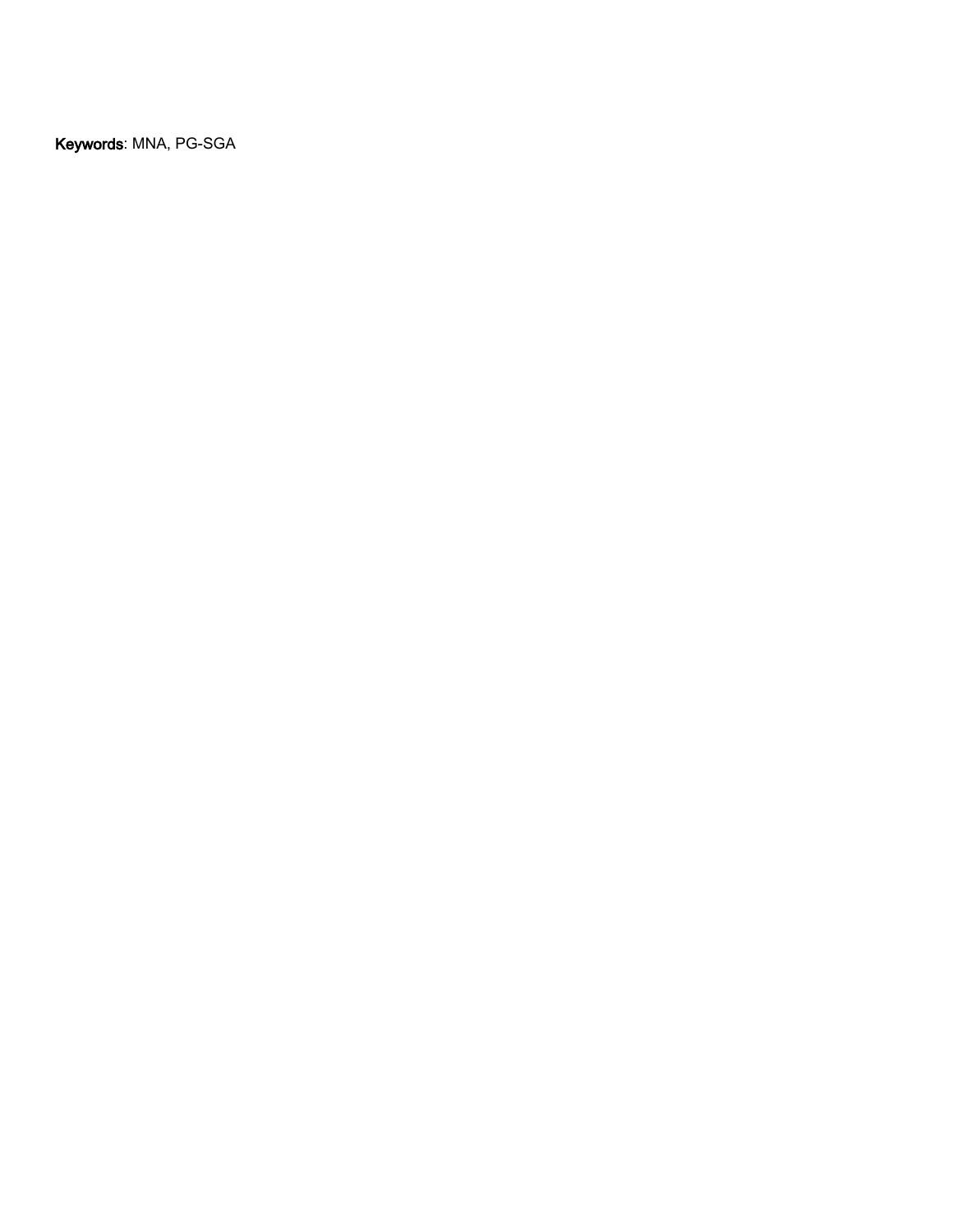**Keywords**: MNA, PG-SGA